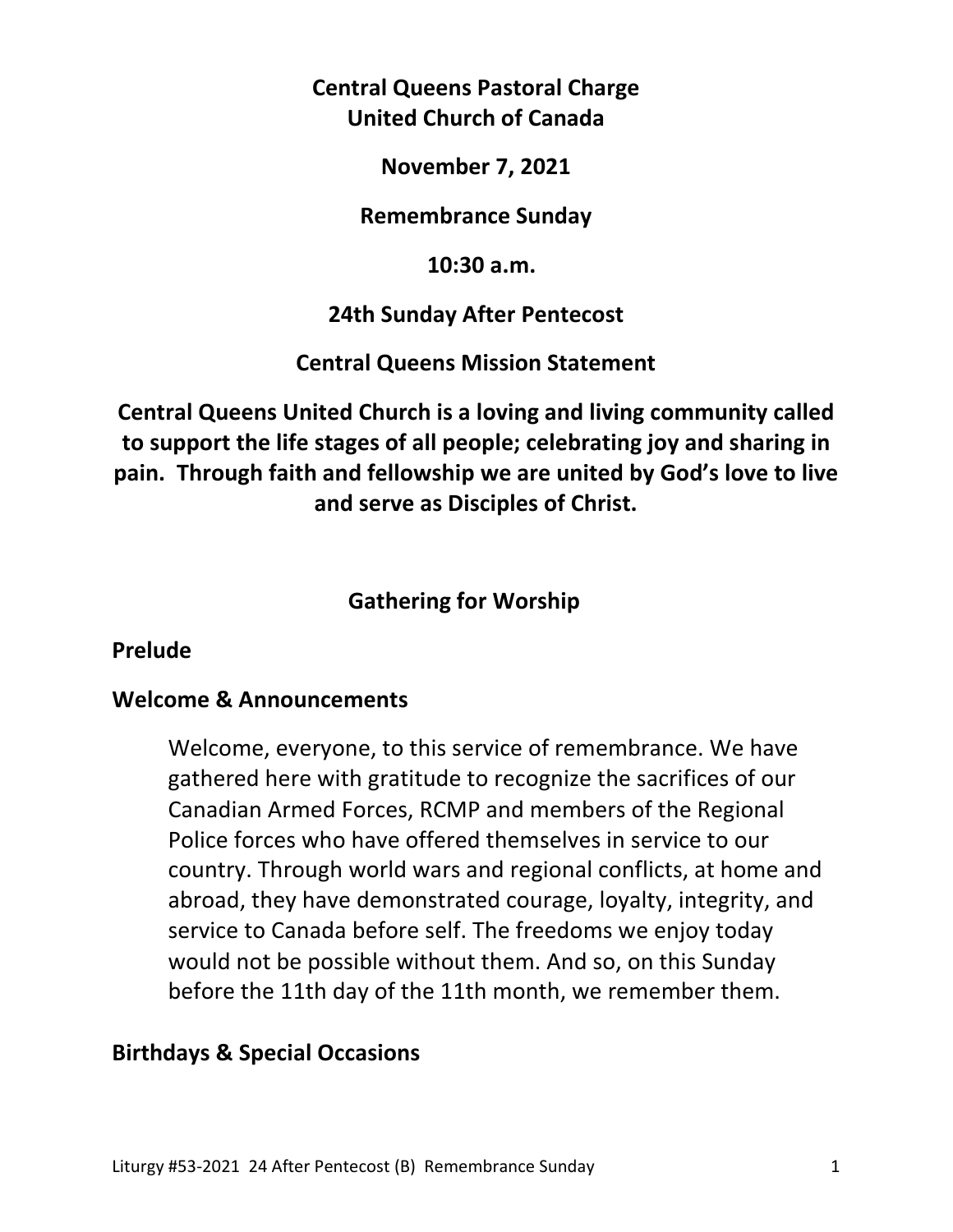# Central Queens Pastoral Charge
# United Church of Canada

**November 7, 2021**

**Remembrance Sunday**

**10:30 a.m.**

**24th Sunday After Pentecost**

**Central Queens Mission Statement**

**Central Queens United Church is a loving and living community called to support the life stages of all people; celebrating joy and sharing in pain. Through faith and fellowship we are united by God's love to live and serve as Disciples of Christ.**

## Gathering for Worship

### Prelude

### Welcome & Announcements

Welcome, everyone, to this service of remembrance. We have gathered here with gratitude to recognize the sacrifices of our Canadian Armed Forces, RCMP and members of the Regional Police forces who have offered themselves in service to our country. Through world wars and regional conflicts, at home and abroad, they have demonstrated courage, loyalty, integrity, and service to Canada before self. The freedoms we enjoy today would not be possible without them. And so, on this Sunday before the 11th day of the 11th month, we remember them.

### Birthdays & Special Occasions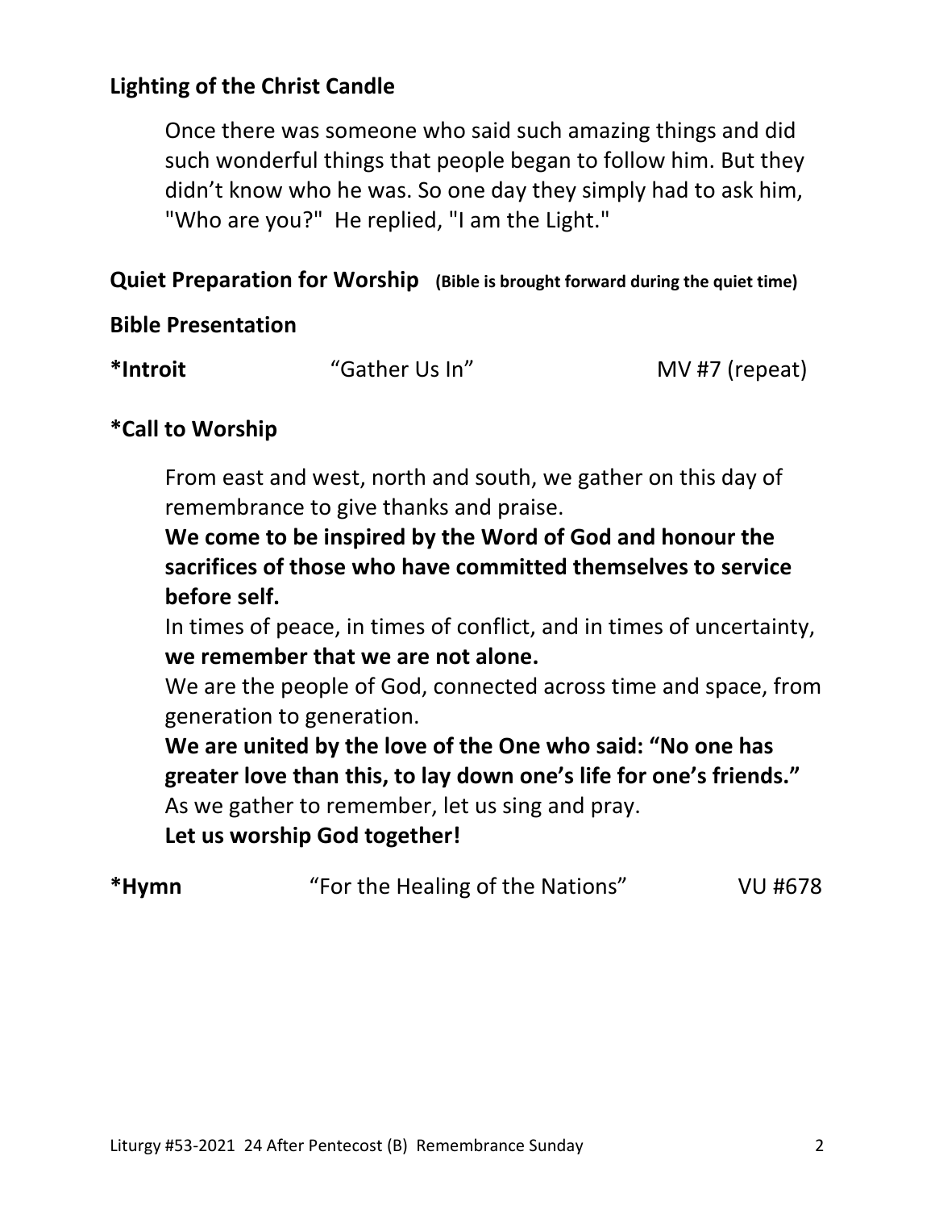**Lighting of the Christ Candle**

Once there was someone who said such amazing things and did such wonderful things that people began to follow him. But they didn't know who he was. So one day they simply had to ask him, "Who are you?" He replied, "I am the Light."

**Quiet Preparation for Worship** **(Bible is brought forward during the quiet time)**

**Bible Presentation**

**\*Introit** "Gather Us In" MV #7 (repeat)

**\*Call to Worship**

From east and west, north and south, we gather on this day of remembrance to give thanks and praise.
**We come to be inspired by the Word of God and honour the sacrifices of those who have committed themselves to service before self.**
In times of peace, in times of conflict, and in times of uncertainty, **we remember that we are not alone.**
We are the people of God, connected across time and space, from generation to generation.
**We are united by the love of the One who said: "No one has greater love than this, to lay down one's life for one's friends."**
As we gather to remember, let us sing and pray.
**Let us worship God together!**

**\*Hymn** "For the Healing of the Nations" VU #678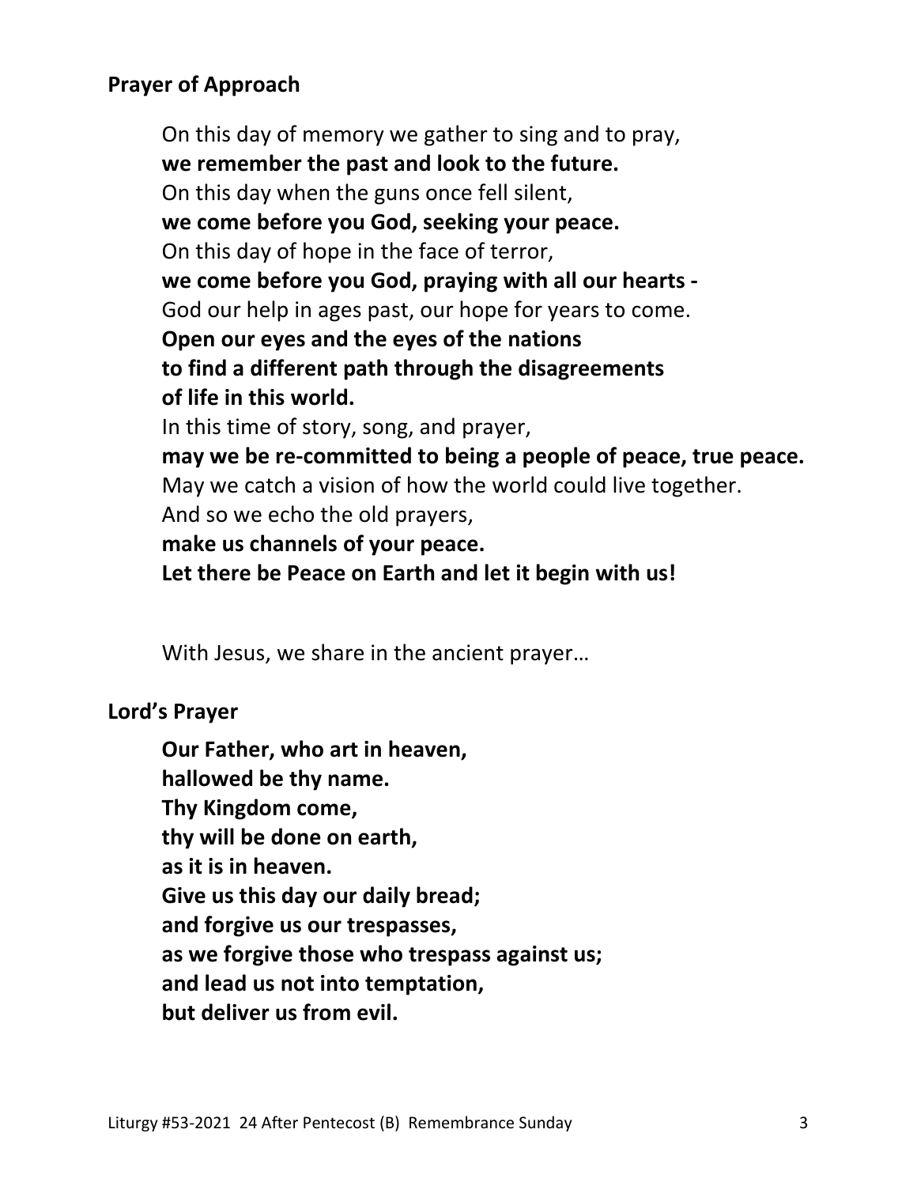**Prayer of Approach**

On this day of memory we gather to sing and to pray,
**we remember the past and look to the future.**
On this day when the guns once fell silent,
**we come before you God, seeking your peace.**
On this day of hope in the face of terror,
**we come before you God, praying with all our hearts -**
God our help in ages past, our hope for years to come.
**Open our eyes and the eyes of the nations**
**to find a different path through the disagreements**
**of life in this world.**
In this time of story, song, and prayer,
**may we be re-committed to being a people of peace, true peace.**
May we catch a vision of how the world could live together.
And so we echo the old prayers,
**make us channels of your peace.**
**Let there be Peace on Earth and let it begin with us!**

With Jesus, we share in the ancient prayer…

**Lord's Prayer**

**Our Father, who art in heaven,**
**hallowed be thy name.**
**Thy Kingdom come,**
**thy will be done on earth,**
**as it is in heaven.**
**Give us this day our daily bread;**
**and forgive us our trespasses,**
**as we forgive those who trespass against us;**
**and lead us not into temptation,**
**but deliver us from evil.**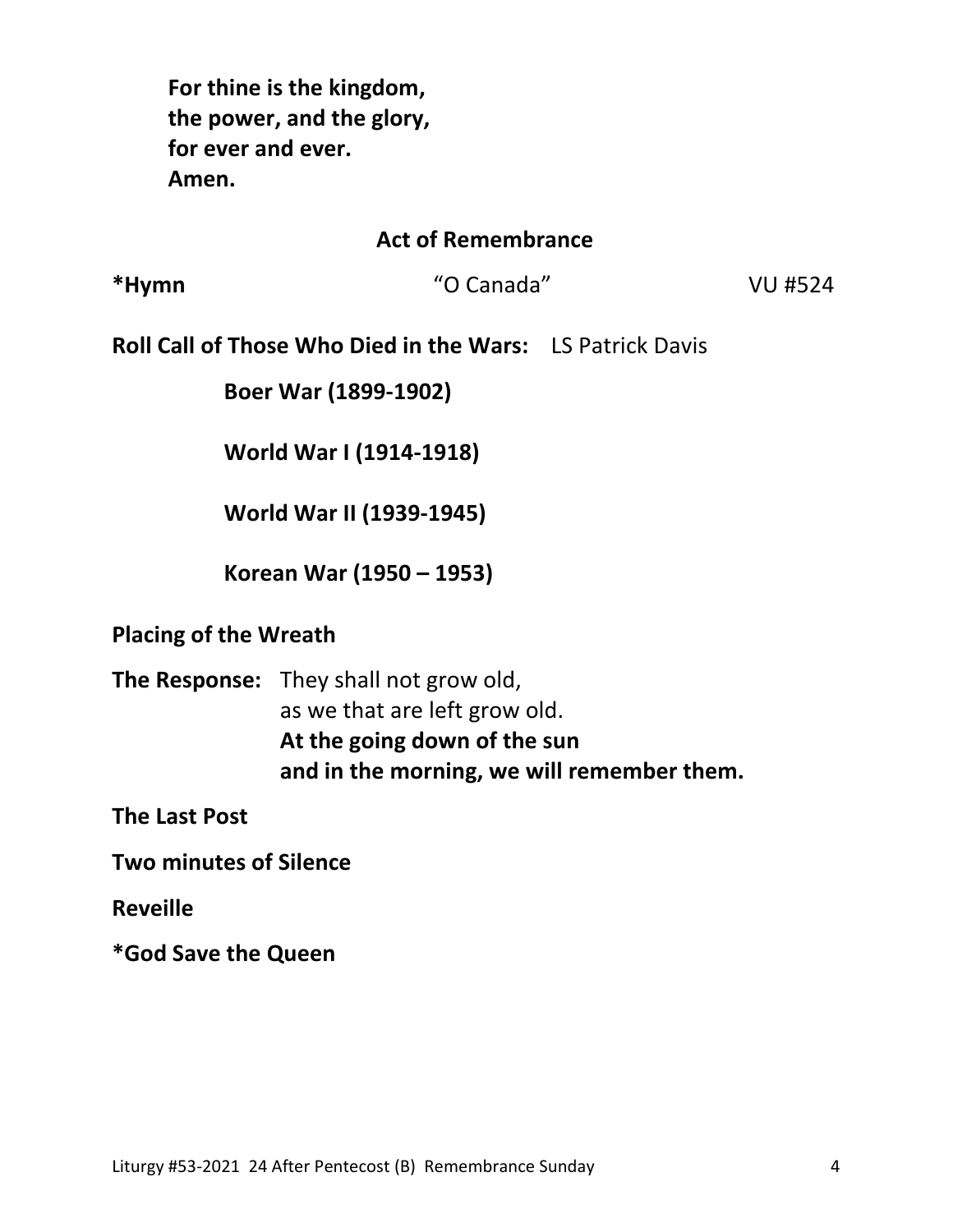**For thine is the kingdom,**
**the power, and the glory,**
**for ever and ever.**
**Amen.**

## Act of Remembrance

**\*Hymn** "O Canada" VU #524

**Roll Call of Those Who Died in the Wars:** LS Patrick Davis

**Boer War (1899-1902)**

**World War I (1914-1918)**

**World War II (1939-1945)**

**Korean War (1950 – 1953)**

**Placing of the Wreath**

**The Response:** They shall not grow old,
as we that are left grow old.
**At the going down of the sun**
**and in the morning, we will remember them.**

**The Last Post**

**Two minutes of Silence**

**Reveille**

**\*God Save the Queen**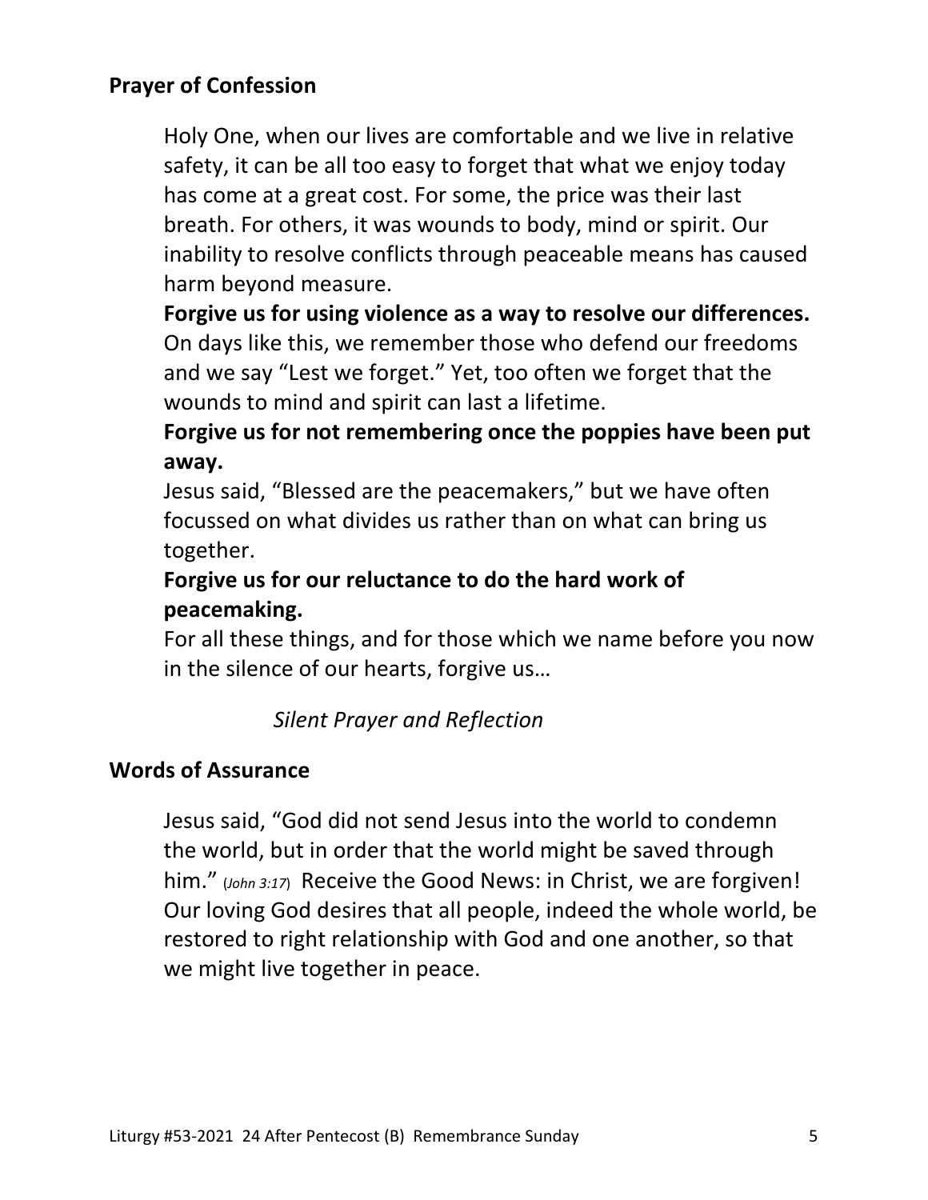## Prayer of Confession

Holy One, when our lives are comfortable and we live in relative safety, it can be all too easy to forget that what we enjoy today has come at a great cost. For some, the price was their last breath. For others, it was wounds to body, mind or spirit. Our inability to resolve conflicts through peaceable means has caused harm beyond measure.

**Forgive us for using violence as a way to resolve our differences.**

On days like this, we remember those who defend our freedoms and we say "Lest we forget." Yet, too often we forget that the wounds to mind and spirit can last a lifetime.

**Forgive us for not remembering once the poppies have been put away.**

Jesus said, "Blessed are the peacemakers," but we have often focussed on what divides us rather than on what can bring us together.

**Forgive us for our reluctance to do the hard work of peacemaking.**

For all these things, and for those which we name before you now in the silence of our hearts, forgive us…

*Silent Prayer and Reflection*

## Words of Assurance

Jesus said, "God did not send Jesus into the world to condemn the world, but in order that the world might be saved through him." (*John 3:17*) Receive the Good News: in Christ, we are forgiven! Our loving God desires that all people, indeed the whole world, be restored to right relationship with God and one another, so that we might live together in peace.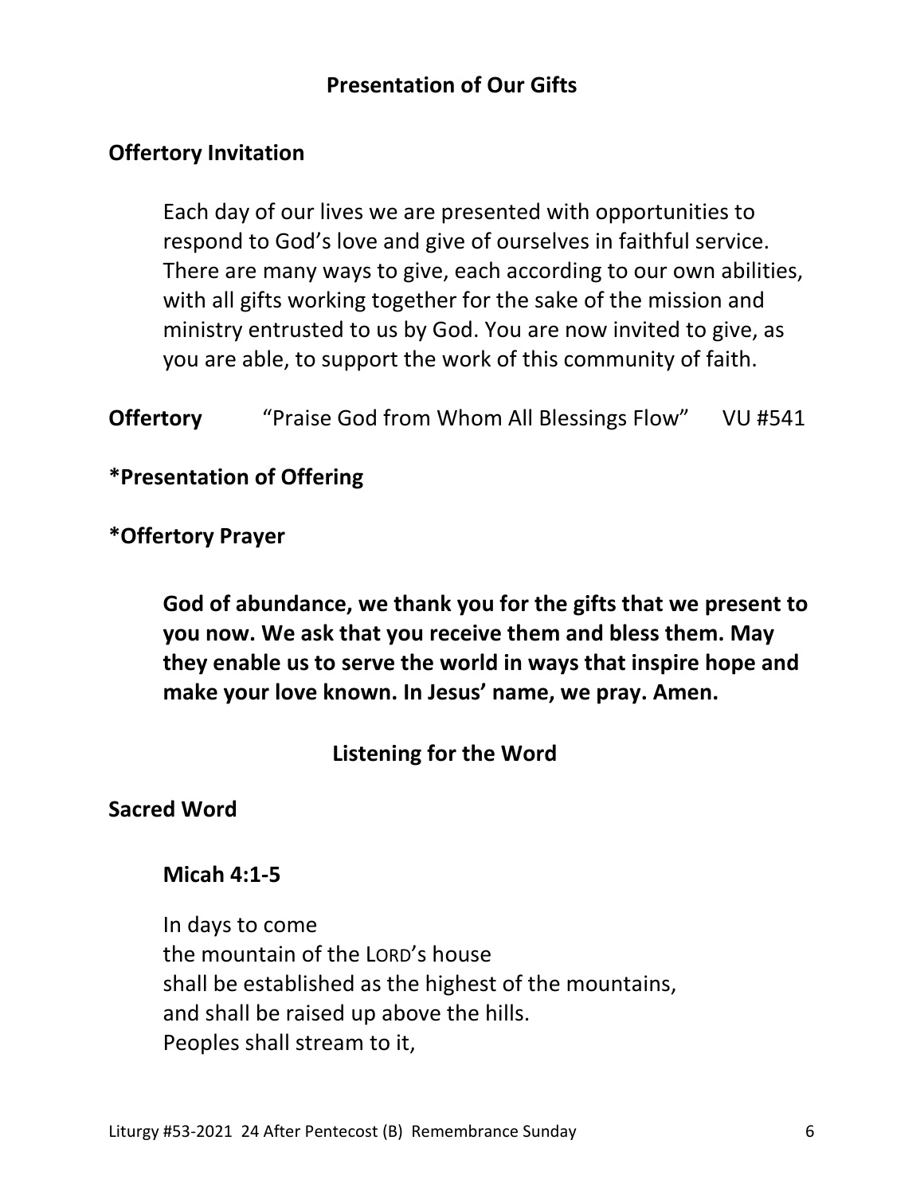## Presentation of Our Gifts

**Offertory Invitation**

Each day of our lives we are presented with opportunities to respond to God's love and give of ourselves in faithful service. There are many ways to give, each according to our own abilities, with all gifts working together for the sake of the mission and ministry entrusted to us by God. You are now invited to give, as you are able, to support the work of this community of faith.

**Offertory** "Praise God from Whom All Blessings Flow" VU #541

**\*Presentation of Offering**

**\*Offertory Prayer**

**God of abundance, we thank you for the gifts that we present to you now. We ask that you receive them and bless them. May they enable us to serve the world in ways that inspire hope and make your love known. In Jesus' name, we pray. Amen.**

## Listening for the Word

**Sacred Word**

**Micah 4:1-5**

In days to come
the mountain of the LORD's house
shall be established as the highest of the mountains,
and shall be raised up above the hills.
Peoples shall stream to it,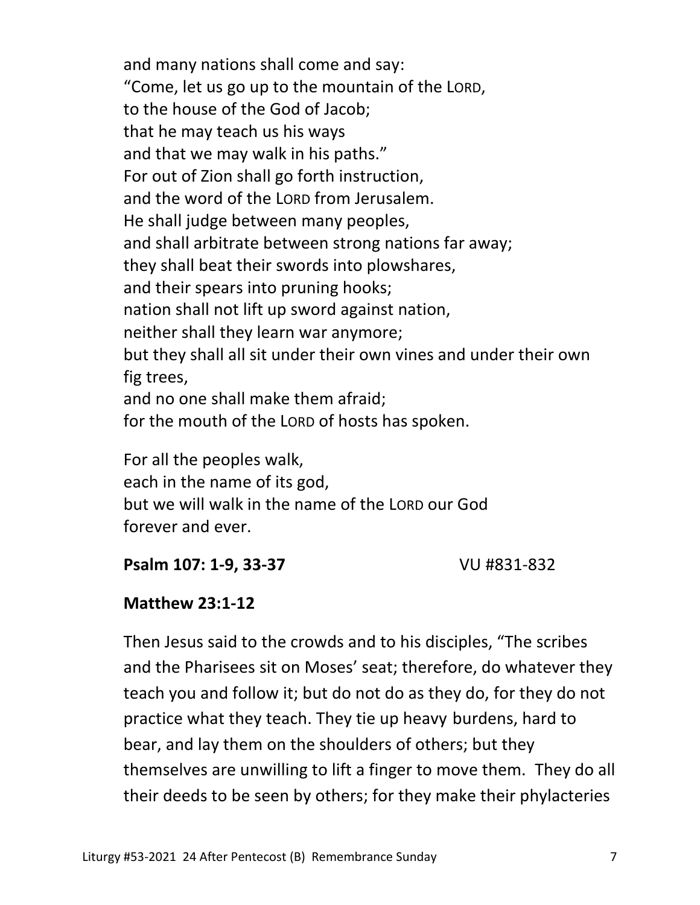and many nations shall come and say:
"Come, let us go up to the mountain of the LORD,
to the house of the God of Jacob;
that he may teach us his ways
and that we may walk in his paths."
For out of Zion shall go forth instruction,
and the word of the LORD from Jerusalem.
He shall judge between many peoples,
and shall arbitrate between strong nations far away;
they shall beat their swords into plowshares,
and their spears into pruning hooks;
nation shall not lift up sword against nation,
neither shall they learn war anymore;
but they shall all sit under their own vines and under their own fig trees,
and no one shall make them afraid;
for the mouth of the LORD of hosts has spoken.

For all the peoples walk,
each in the name of its god,
but we will walk in the name of the LORD our God
forever and ever.

**Psalm 107: 1-9, 33-37** VU #831-832

**Matthew 23:1-12**

Then Jesus said to the crowds and to his disciples, "The scribes and the Pharisees sit on Moses' seat; therefore, do whatever they teach you and follow it; but do not do as they do, for they do not practice what they teach. They tie up heavy burdens, hard to bear, and lay them on the shoulders of others; but they themselves are unwilling to lift a finger to move them. They do all their deeds to be seen by others; for they make their phylacteries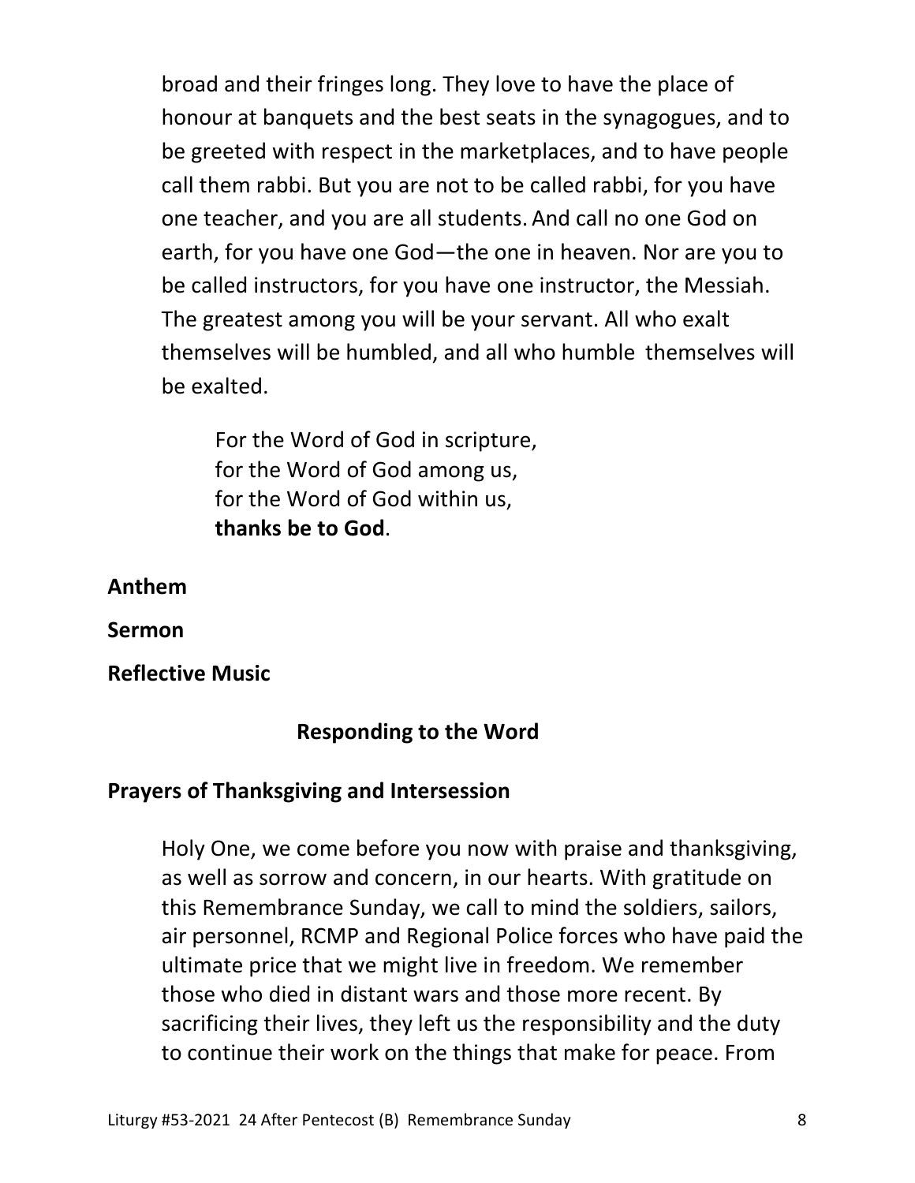broad and their fringes long. They love to have the place of honour at banquets and the best seats in the synagogues, and to be greeted with respect in the marketplaces, and to have people call them rabbi. But you are not to be called rabbi, for you have one teacher, and you are all students. And call no one God on earth, for you have one God—the one in heaven. Nor are you to be called instructors, for you have one instructor, the Messiah. The greatest among you will be your servant. All who exalt themselves will be humbled, and all who humble themselves will be exalted.

> For the Word of God in scripture,
> for the Word of God among us,
> for the Word of God within us,
> **thanks be to God**.

**Anthem**

**Sermon**

**Reflective Music**

## Responding to the Word

**Prayers of Thanksgiving and Intersession**

Holy One, we come before you now with praise and thanksgiving, as well as sorrow and concern, in our hearts. With gratitude on this Remembrance Sunday, we call to mind the soldiers, sailors, air personnel, RCMP and Regional Police forces who have paid the ultimate price that we might live in freedom. We remember those who died in distant wars and those more recent. By sacrificing their lives, they left us the responsibility and the duty to continue their work on the things that make for peace. From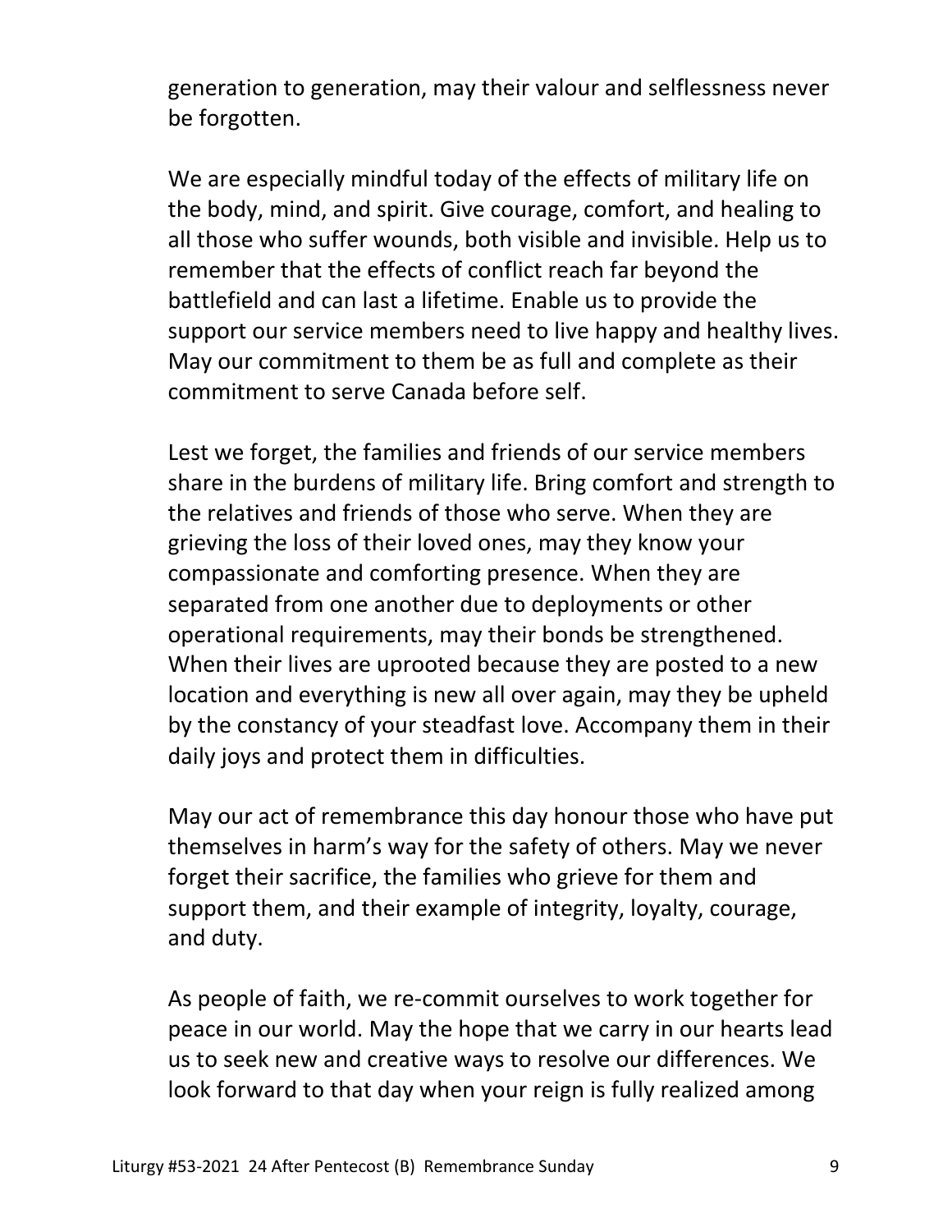generation to generation, may their valour and selflessness never be forgotten.

We are especially mindful today of the effects of military life on the body, mind, and spirit. Give courage, comfort, and healing to all those who suffer wounds, both visible and invisible. Help us to remember that the effects of conflict reach far beyond the battlefield and can last a lifetime. Enable us to provide the support our service members need to live happy and healthy lives. May our commitment to them be as full and complete as their commitment to serve Canada before self.

Lest we forget, the families and friends of our service members share in the burdens of military life. Bring comfort and strength to the relatives and friends of those who serve. When they are grieving the loss of their loved ones, may they know your compassionate and comforting presence. When they are separated from one another due to deployments or other operational requirements, may their bonds be strengthened. When their lives are uprooted because they are posted to a new location and everything is new all over again, may they be upheld by the constancy of your steadfast love. Accompany them in their daily joys and protect them in difficulties.

May our act of remembrance this day honour those who have put themselves in harm's way for the safety of others. May we never forget their sacrifice, the families who grieve for them and support them, and their example of integrity, loyalty, courage, and duty.

As people of faith, we re-commit ourselves to work together for peace in our world. May the hope that we carry in our hearts lead us to seek new and creative ways to resolve our differences. We look forward to that day when your reign is fully realized among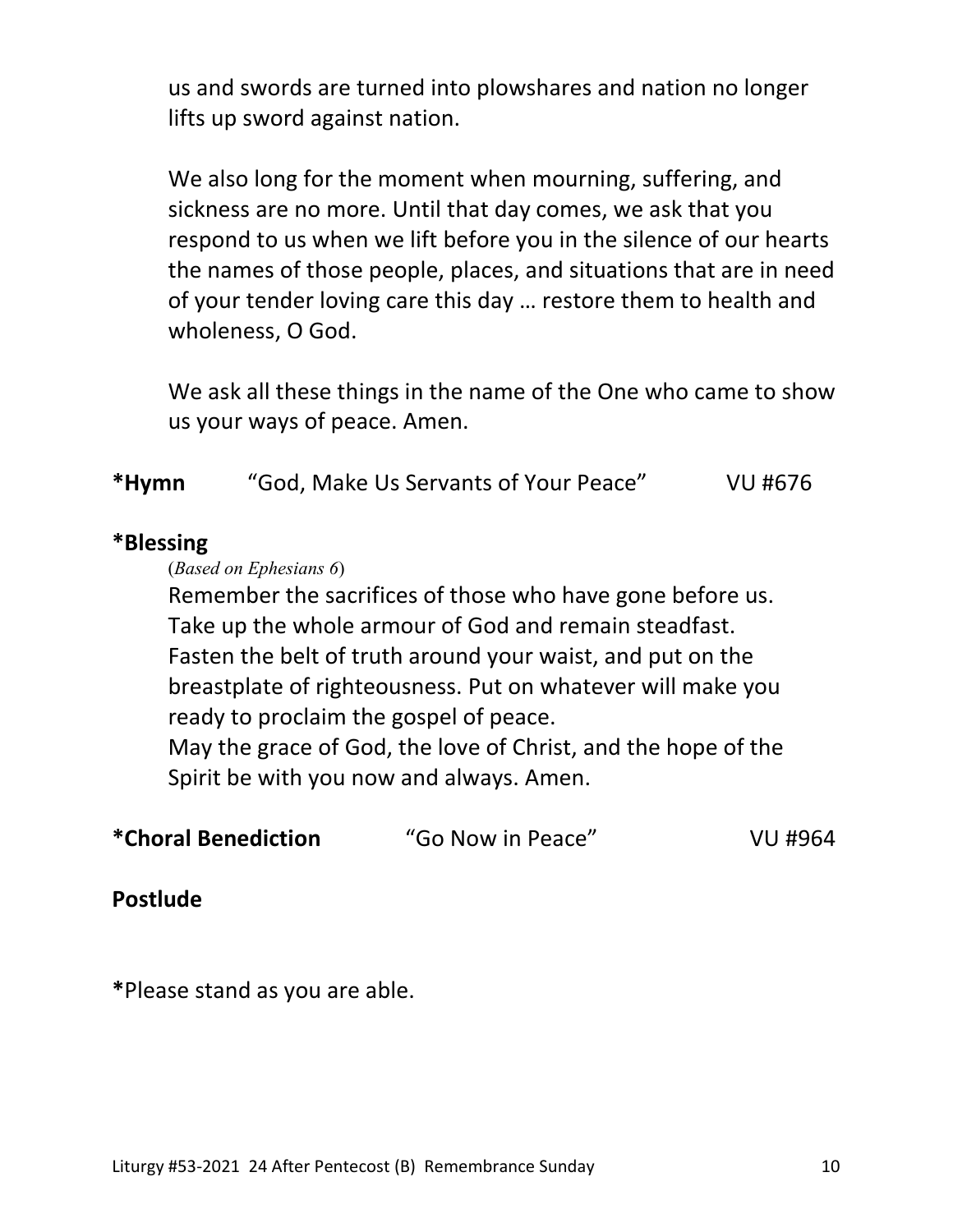us and swords are turned into plowshares and nation no longer lifts up sword against nation.

We also long for the moment when mourning, suffering, and sickness are no more. Until that day comes, we ask that you respond to us when we lift before you in the silence of our hearts the names of those people, places, and situations that are in need of your tender loving care this day … restore them to health and wholeness, O God.

We ask all these things in the name of the One who came to show us your ways of peace. Amen.

**\*Hymn** "God, Make Us Servants of Your Peace" VU #676

**\*Blessing**

(*Based on Ephesians 6*)

Remember the sacrifices of those who have gone before us.
Take up the whole armour of God and remain steadfast.
Fasten the belt of truth around your waist, and put on the breastplate of righteousness. Put on whatever will make you ready to proclaim the gospel of peace.
May the grace of God, the love of Christ, and the hope of the Spirit be with you now and always. Amen.

**\*Choral Benediction** "Go Now in Peace" VU #964

**Postlude**

**\***Please stand as you are able.